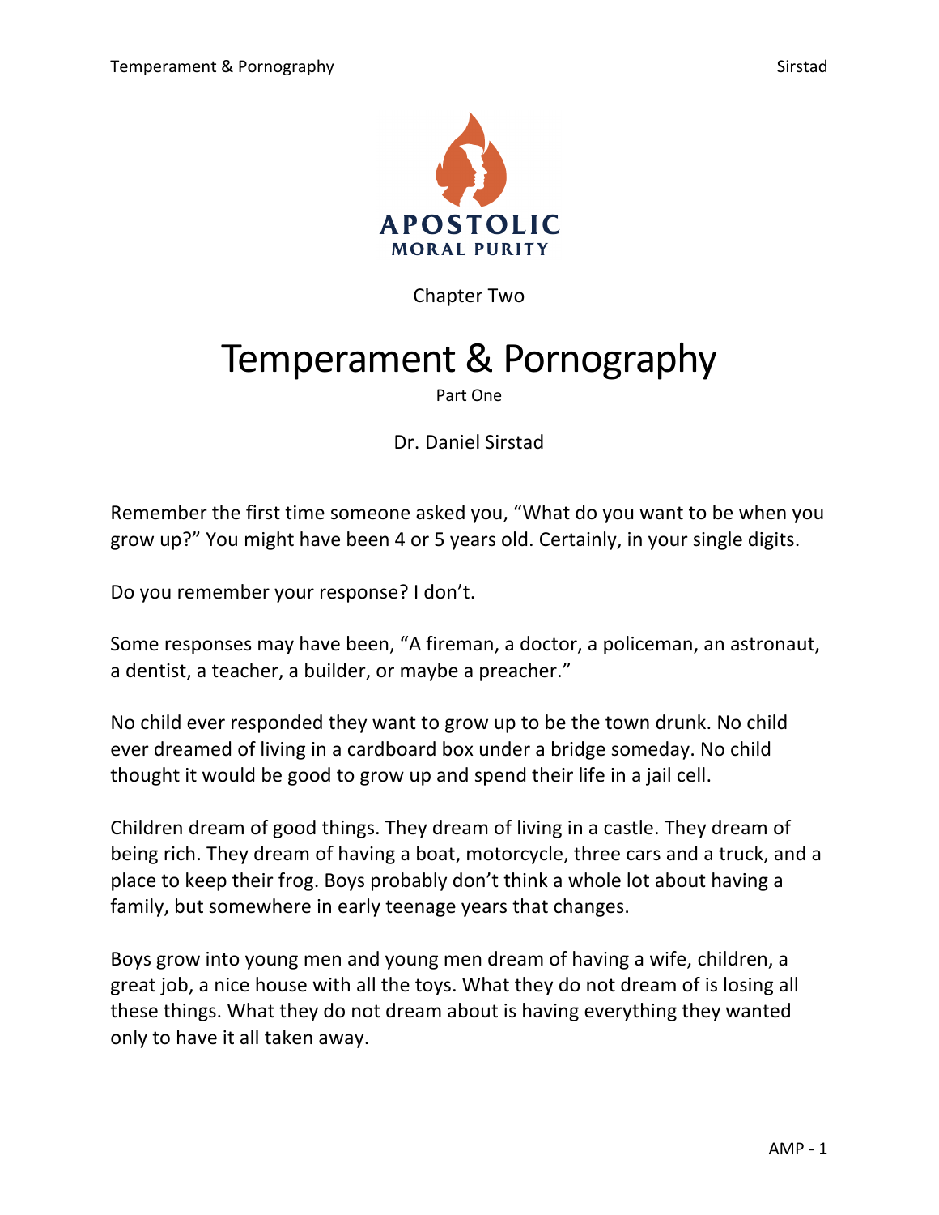APOSTOLIC
MORAL PURITY

Chapter Two

# Temperament & Pornography

Part One

Dr. Daniel Sirstad

Remember the first time someone asked you, "What do you want to be when you grow up?" You might have been 4 or 5 years old. Certainly, in your single digits.

Do you remember your response? I don't.

Some responses may have been, "A fireman, a doctor, a policeman, an astronaut, a dentist, a teacher, a builder, or maybe a preacher."

No child ever responded they want to grow up to be the town drunk. No child ever dreamed of living in a cardboard box under a bridge someday. No child thought it would be good to grow up and spend their life in a jail cell.

Children dream of good things. They dream of living in a castle. They dream of being rich. They dream of having a boat, motorcycle, three cars and a truck, and a place to keep their frog. Boys probably don't think a whole lot about having a family, but somewhere in early teenage years that changes.

Boys grow into young men and young men dream of having a wife, children, a great job, a nice house with all the toys. What they do not dream of is losing all these things. What they do not dream about is having everything they wanted only to have it all taken away.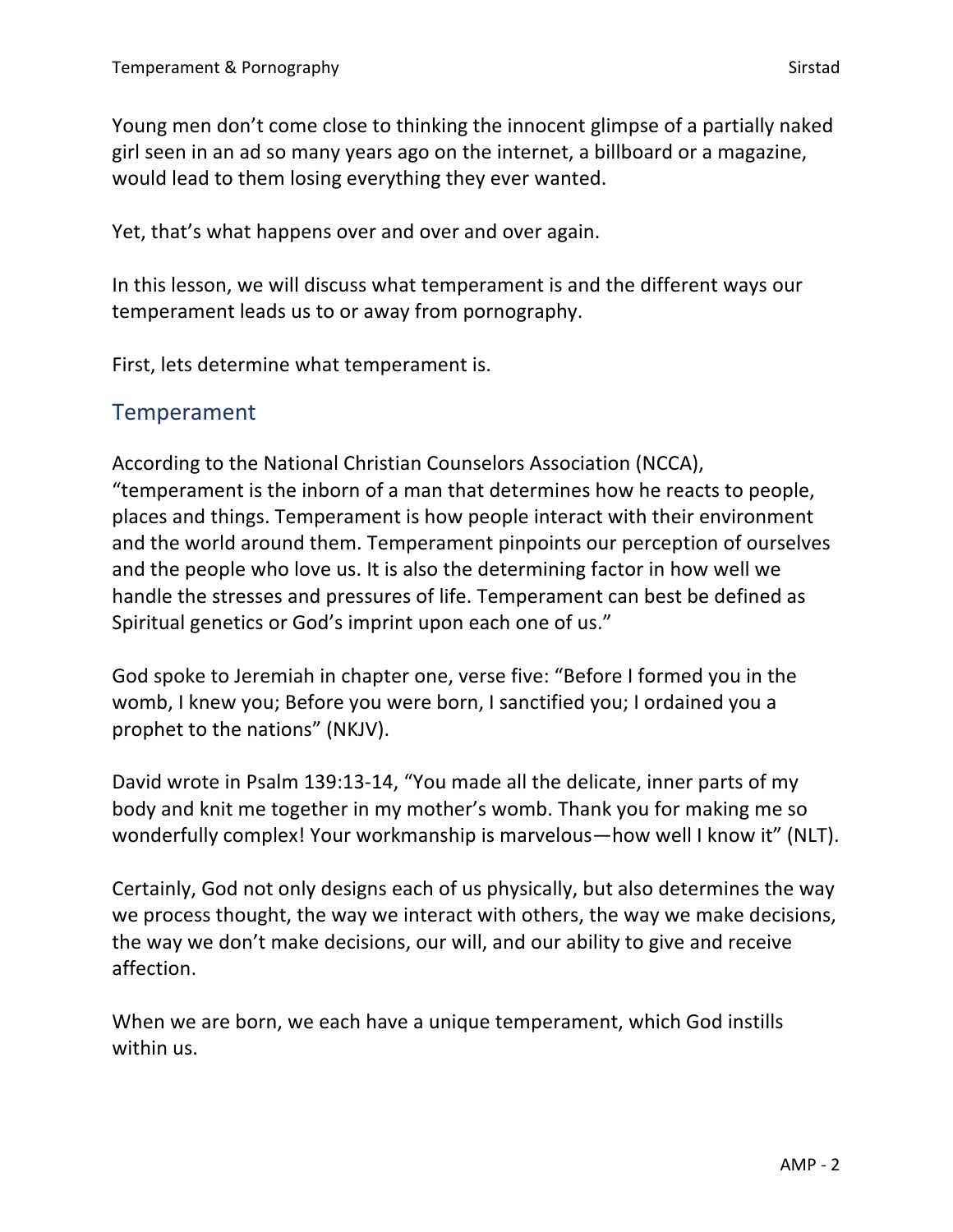Young men don't come close to thinking the innocent glimpse of a partially naked girl seen in an ad so many years ago on the internet, a billboard or a magazine, would lead to them losing everything they ever wanted.

Yet, that's what happens over and over and over again.

In this lesson, we will discuss what temperament is and the different ways our temperament leads us to or away from pornography.

First, lets determine what temperament is.

## Temperament

According to the National Christian Counselors Association (NCCA), "temperament is the inborn of a man that determines how he reacts to people, places and things. Temperament is how people interact with their environment and the world around them. Temperament pinpoints our perception of ourselves and the people who love us. It is also the determining factor in how well we handle the stresses and pressures of life. Temperament can best be defined as Spiritual genetics or God's imprint upon each one of us."

God spoke to Jeremiah in chapter one, verse five: "Before I formed you in the womb, I knew you; Before you were born, I sanctified you; I ordained you a prophet to the nations" (NKJV).

David wrote in Psalm 139:13-14, "You made all the delicate, inner parts of my body and knit me together in my mother's womb. Thank you for making me so wonderfully complex! Your workmanship is marvelous—how well I know it" (NLT).

Certainly, God not only designs each of us physically, but also determines the way we process thought, the way we interact with others, the way we make decisions, the way we don't make decisions, our will, and our ability to give and receive affection.

When we are born, we each have a unique temperament, which God instills within us.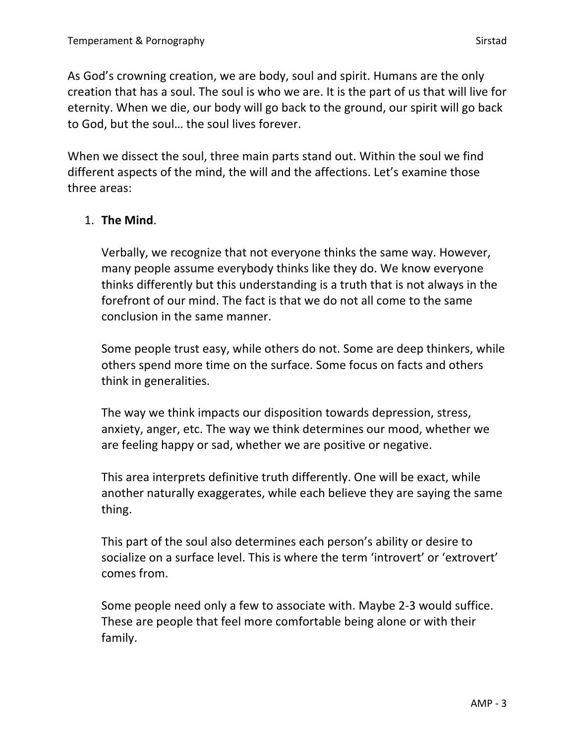As God's crowning creation, we are body, soul and spirit. Humans are the only creation that has a soul. The soul is who we are. It is the part of us that will live for eternity. When we die, our body will go back to the ground, our spirit will go back to God, but the soul… the soul lives forever.

When we dissect the soul, three main parts stand out. Within the soul we find different aspects of the mind, the will and the affections. Let's examine those three areas:

1. **The Mind**.

   Verbally, we recognize that not everyone thinks the same way. However, many people assume everybody thinks like they do. We know everyone thinks differently but this understanding is a truth that is not always in the forefront of our mind. The fact is that we do not all come to the same conclusion in the same manner.

   Some people trust easy, while others do not. Some are deep thinkers, while others spend more time on the surface. Some focus on facts and others think in generalities.

   The way we think impacts our disposition towards depression, stress, anxiety, anger, etc. The way we think determines our mood, whether we are feeling happy or sad, whether we are positive or negative.

   This area interprets definitive truth differently. One will be exact, while another naturally exaggerates, while each believe they are saying the same thing.

   This part of the soul also determines each person's ability or desire to socialize on a surface level. This is where the term 'introvert' or 'extrovert' comes from.

   Some people need only a few to associate with. Maybe 2-3 would suffice. These are people that feel more comfortable being alone or with their family.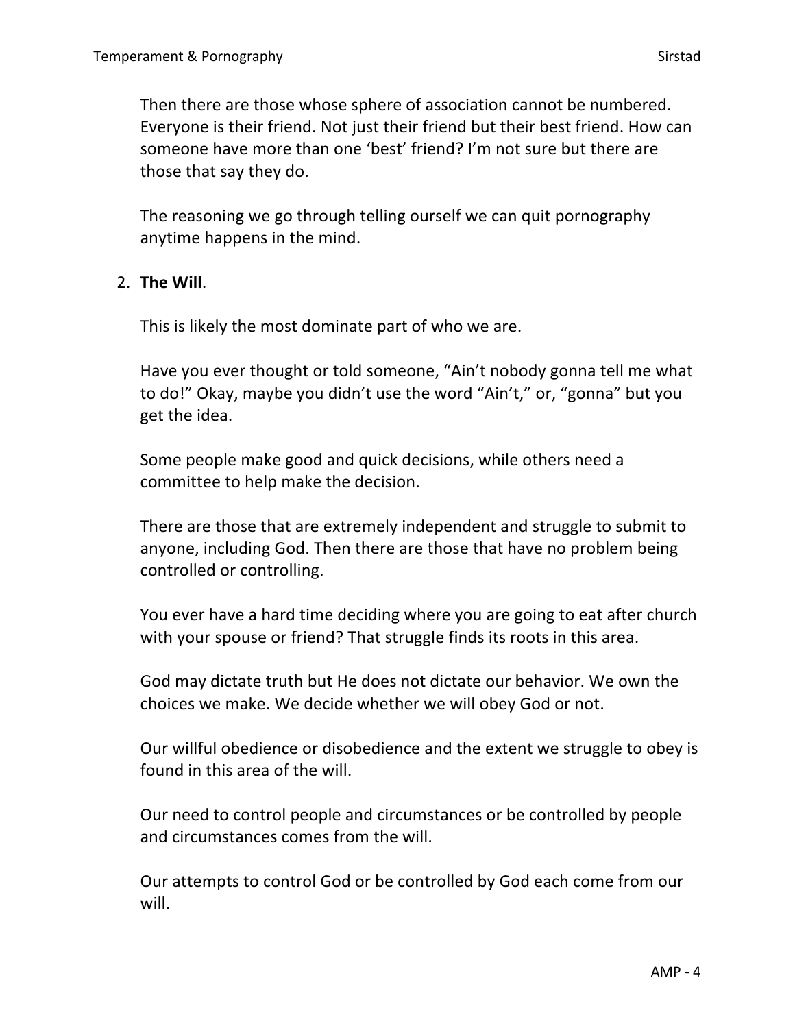Then there are those whose sphere of association cannot be numbered. Everyone is their friend. Not just their friend but their best friend. How can someone have more than one 'best' friend? I'm not sure but there are those that say they do.

The reasoning we go through telling ourself we can quit pornography anytime happens in the mind.

2. **The Will**.

   This is likely the most dominate part of who we are.

   Have you ever thought or told someone, "Ain't nobody gonna tell me what to do!" Okay, maybe you didn't use the word "Ain't," or, "gonna" but you get the idea.

   Some people make good and quick decisions, while others need a committee to help make the decision.

   There are those that are extremely independent and struggle to submit to anyone, including God. Then there are those that have no problem being controlled or controlling.

   You ever have a hard time deciding where you are going to eat after church with your spouse or friend? That struggle finds its roots in this area.

   God may dictate truth but He does not dictate our behavior. We own the choices we make. We decide whether we will obey God or not.

   Our willful obedience or disobedience and the extent we struggle to obey is found in this area of the will.

   Our need to control people and circumstances or be controlled by people and circumstances comes from the will.

   Our attempts to control God or be controlled by God each come from our will.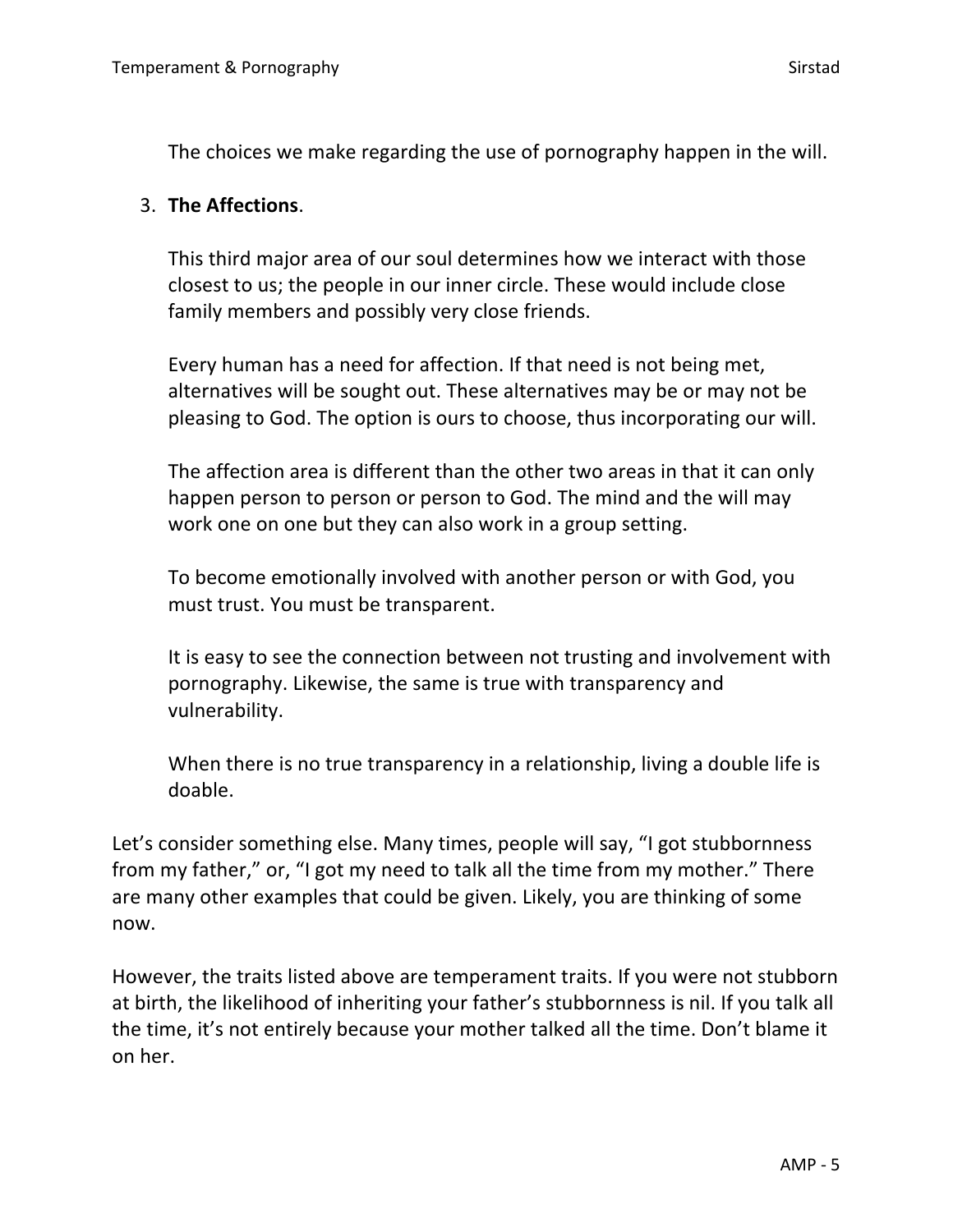The choices we make regarding the use of pornography happen in the will.

3. **The Affections**.

   This third major area of our soul determines how we interact with those closest to us; the people in our inner circle. These would include close family members and possibly very close friends.

   Every human has a need for affection. If that need is not being met, alternatives will be sought out. These alternatives may be or may not be pleasing to God. The option is ours to choose, thus incorporating our will.

   The affection area is different than the other two areas in that it can only happen person to person or person to God. The mind and the will may work one on one but they can also work in a group setting.

   To become emotionally involved with another person or with God, you must trust. You must be transparent.

   It is easy to see the connection between not trusting and involvement with pornography. Likewise, the same is true with transparency and vulnerability.

   When there is no true transparency in a relationship, living a double life is doable.

Let's consider something else. Many times, people will say, "I got stubbornness from my father," or, "I got my need to talk all the time from my mother." There are many other examples that could be given. Likely, you are thinking of some now.

However, the traits listed above are temperament traits. If you were not stubborn at birth, the likelihood of inheriting your father's stubbornness is nil. If you talk all the time, it's not entirely because your mother talked all the time. Don't blame it on her.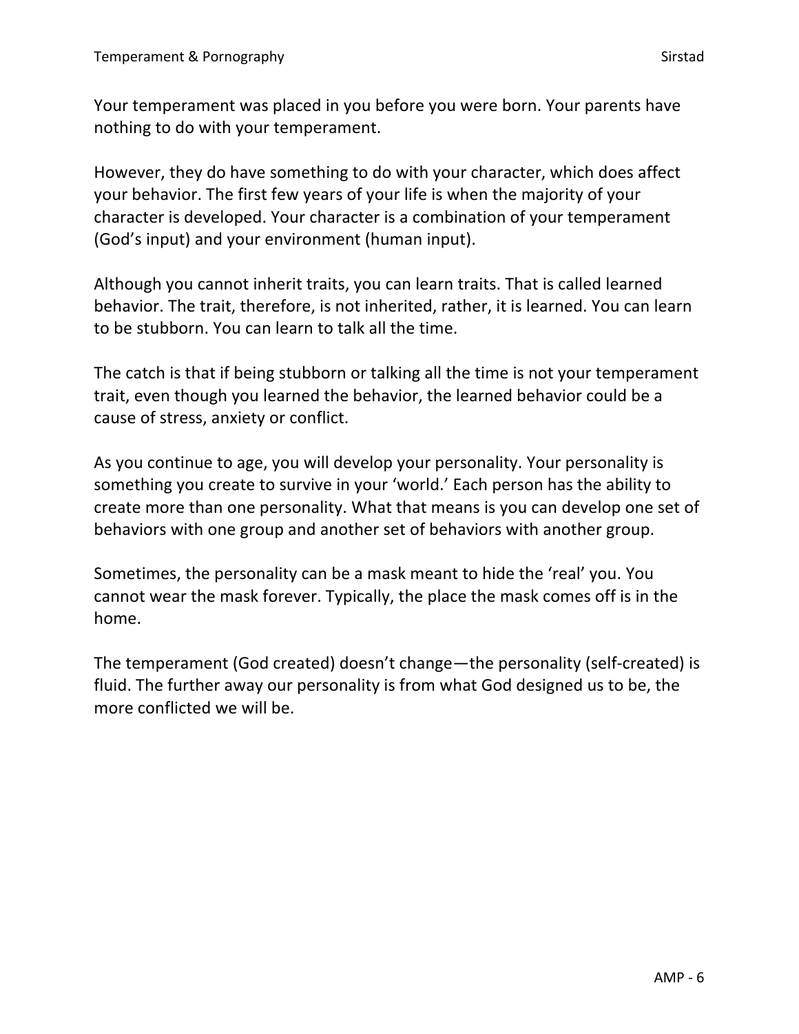Your temperament was placed in you before you were born. Your parents have nothing to do with your temperament.

However, they do have something to do with your character, which does affect your behavior. The first few years of your life is when the majority of your character is developed. Your character is a combination of your temperament (God's input) and your environment (human input).

Although you cannot inherit traits, you can learn traits. That is called learned behavior. The trait, therefore, is not inherited, rather, it is learned. You can learn to be stubborn. You can learn to talk all the time.

The catch is that if being stubborn or talking all the time is not your temperament trait, even though you learned the behavior, the learned behavior could be a cause of stress, anxiety or conflict.

As you continue to age, you will develop your personality. Your personality is something you create to survive in your 'world.' Each person has the ability to create more than one personality. What that means is you can develop one set of behaviors with one group and another set of behaviors with another group.

Sometimes, the personality can be a mask meant to hide the 'real' you. You cannot wear the mask forever. Typically, the place the mask comes off is in the home.

The temperament (God created) doesn't change—the personality (self-created) is fluid. The further away our personality is from what God designed us to be, the more conflicted we will be.